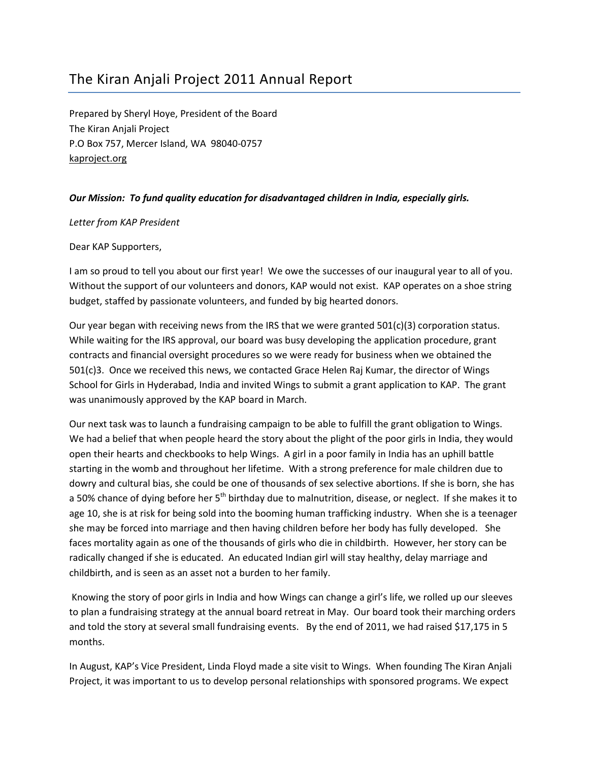# The Kiran Anjali Project 2011 Annual Report

Prepared by Sheryl Hoye, President of the Board
The Kiran Anjali Project
P.O Box 757, Mercer Island, WA 98040-0757
kaproject.org

***Our Mission: To fund quality education for disadvantaged children in India, especially girls.***

*Letter from KAP President*

Dear KAP Supporters,

I am so proud to tell you about our first year! We owe the successes of our inaugural year to all of you. Without the support of our volunteers and donors, KAP would not exist. KAP operates on a shoe string budget, staffed by passionate volunteers, and funded by big hearted donors.

Our year began with receiving news from the IRS that we were granted 501(c)(3) corporation status. While waiting for the IRS approval, our board was busy developing the application procedure, grant contracts and financial oversight procedures so we were ready for business when we obtained the 501(c)3. Once we received this news, we contacted Grace Helen Raj Kumar, the director of Wings School for Girls in Hyderabad, India and invited Wings to submit a grant application to KAP. The grant was unanimously approved by the KAP board in March.

Our next task was to launch a fundraising campaign to be able to fulfill the grant obligation to Wings. We had a belief that when people heard the story about the plight of the poor girls in India, they would open their hearts and checkbooks to help Wings. A girl in a poor family in India has an uphill battle starting in the womb and throughout her lifetime. With a strong preference for male children due to dowry and cultural bias, she could be one of thousands of sex selective abortions. If she is born, she has a 50% chance of dying before her 5th birthday due to malnutrition, disease, or neglect. If she makes it to age 10, she is at risk for being sold into the booming human trafficking industry. When she is a teenager she may be forced into marriage and then having children before her body has fully developed. She faces mortality again as one of the thousands of girls who die in childbirth. However, her story can be radically changed if she is educated. An educated Indian girl will stay healthy, delay marriage and childbirth, and is seen as an asset not a burden to her family.

Knowing the story of poor girls in India and how Wings can change a girl's life, we rolled up our sleeves to plan a fundraising strategy at the annual board retreat in May. Our board took their marching orders and told the story at several small fundraising events. By the end of 2011, we had raised $17,175 in 5 months.

In August, KAP's Vice President, Linda Floyd made a site visit to Wings. When founding The Kiran Anjali Project, it was important to us to develop personal relationships with sponsored programs. We expect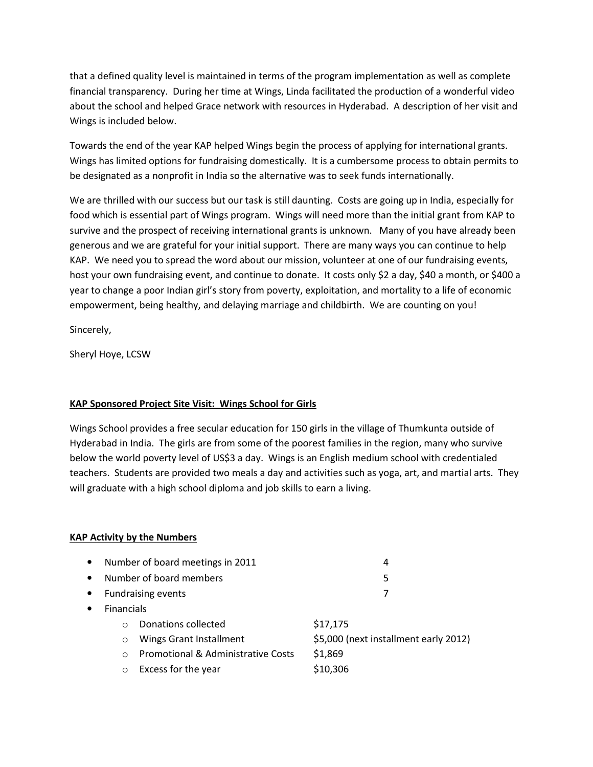that a defined quality level is maintained in terms of the program implementation as well as complete financial transparency. During her time at Wings, Linda facilitated the production of a wonderful video about the school and helped Grace network with resources in Hyderabad. A description of her visit and Wings is included below.

Towards the end of the year KAP helped Wings begin the process of applying for international grants. Wings has limited options for fundraising domestically. It is a cumbersome process to obtain permits to be designated as a nonprofit in India so the alternative was to seek funds internationally.

We are thrilled with our success but our task is still daunting. Costs are going up in India, especially for food which is essential part of Wings program. Wings will need more than the initial grant from KAP to survive and the prospect of receiving international grants is unknown. Many of you have already been generous and we are grateful for your initial support. There are many ways you can continue to help KAP. We need you to spread the word about our mission, volunteer at one of our fundraising events, host your own fundraising event, and continue to donate. It costs only $2 a day, $40 a month, or $400 a year to change a poor Indian girl's story from poverty, exploitation, and mortality to a life of economic empowerment, being healthy, and delaying marriage and childbirth. We are counting on you!

Sincerely,

Sheryl Hoye, LCSW

**KAP Sponsored Project Site Visit: Wings School for Girls**

Wings School provides a free secular education for 150 girls in the village of Thumkunta outside of Hyderabad in India. The girls are from some of the poorest families in the region, many who survive below the world poverty level of US$3 a day. Wings is an English medium school with credentialed teachers. Students are provided two meals a day and activities such as yoga, art, and martial arts. They will graduate with a high school diploma and job skills to earn a living.

**KAP Activity by the Numbers**

- Number of board meetings in 2011 — 4
- Number of board members — 5
- Fundraising events — 7
- Financials
  - Donations collected — $17,175
  - Wings Grant Installment — $5,000 (next installment early 2012)
  - Promotional & Administrative Costs — $1,869
  - Excess for the year — $10,306